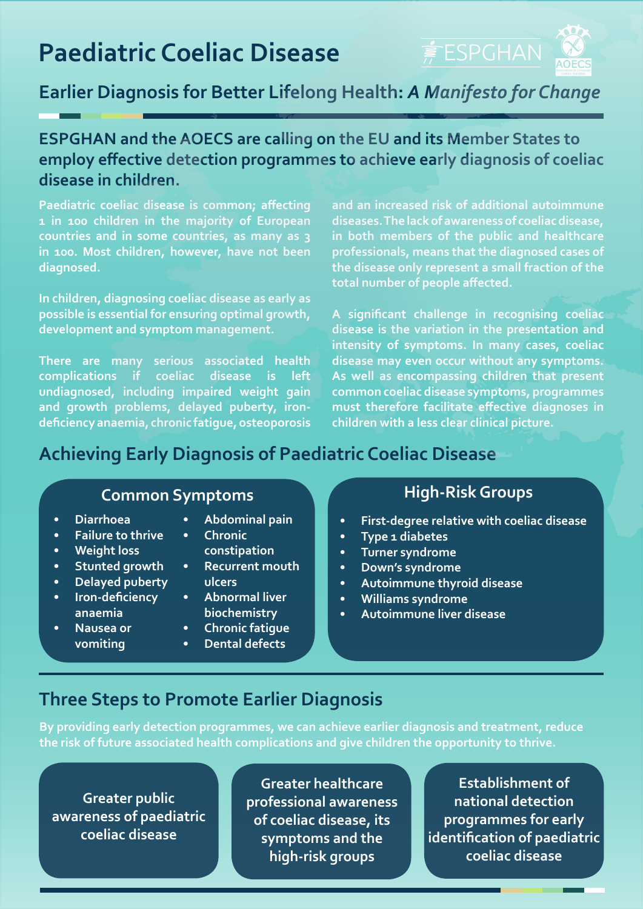# Paediatric Coeliac Disease

## Earlier Diagnosis for Better Lifelong Health: *A Manifesto for Change*

**ESPGHAN and the AOECS are calling on the EU and its Member States to employ effective detection programmes to achieve early diagnosis of coeliac disease in children.**

Paediatric coeliac disease is common; affecting 1 in 100 children in the majority of European countries and in some countries, as many as 3 in 100. Most children, however, have not been diagnosed.

In children, diagnosing coeliac disease as early as possible is essential for ensuring optimal growth, development and symptom management.

There are many serious associated health complications if coeliac disease is left undiagnosed, including impaired weight gain and growth problems, delayed puberty, iron-deficiency anaemia, chronic fatigue, osteoporosis and an increased risk of additional autoimmune diseases. The lack of awareness of coeliac disease, in both members of the public and healthcare professionals, means that the diagnosed cases of the disease only represent a small fraction of the total number of people affected.

A significant challenge in recognising coeliac disease is the variation in the presentation and intensity of symptoms. In many cases, coeliac disease may even occur without any symptoms. As well as encompassing children that present common coeliac disease symptoms, programmes must therefore facilitate effective diagnoses in children with a less clear clinical picture.

## Achieving Early Diagnosis of Paediatric Coeliac Disease

### Common Symptoms

- Diarrhoea
- Failure to thrive
- Weight loss
- Stunted growth
- Delayed puberty
- Iron-deficiency anaemia
- Nausea or vomiting
- Abdominal pain
- Chronic constipation
- Recurrent mouth ulcers
- Abnormal liver biochemistry
- Chronic fatigue
- Dental defects

### High-Risk Groups

- First-degree relative with coeliac disease
- Type 1 diabetes
- Turner syndrome
- Down's syndrome
- Autoimmune thyroid disease
- Williams syndrome
- Autoimmune liver disease

## Three Steps to Promote Earlier Diagnosis

By providing early detection programmes, we can achieve earlier diagnosis and treatment, reduce the risk of future associated health complications and give children the opportunity to thrive.

1. Greater public awareness of paediatric coeliac disease
2. Greater healthcare professional awareness of coeliac disease, its symptoms and the high-risk groups
3. Establishment of national detection programmes for early identification of paediatric coeliac disease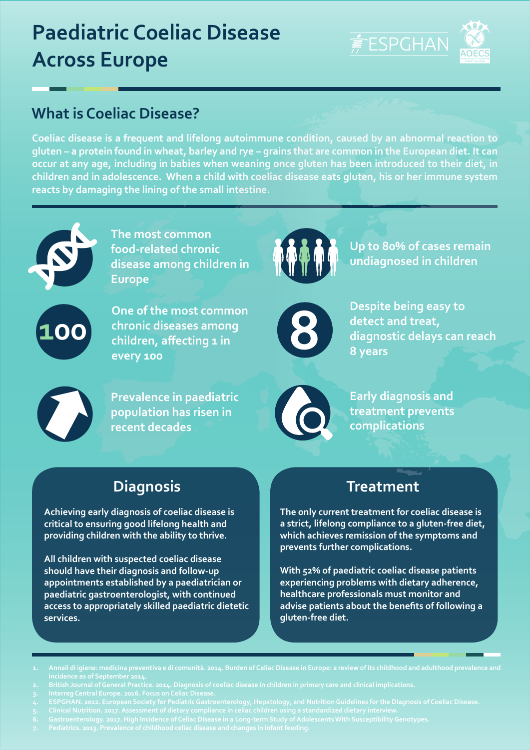# Paediatric Coeliac Disease Across Europe

ESPGHAN AOECS

## What is Coeliac Disease?

Coeliac disease is a frequent and lifelong autoimmune condition, caused by an abnormal reaction to gluten – a protein found in wheat, barley and rye – grains that are common in the European diet. It can occur at any age, including in babies when weaning once gluten has been introduced to their diet, in children and in adolescence. When a child with coeliac disease eats gluten, his or her immune system reacts by damaging the lining of the small intestine.

The most common food-related chronic disease among children in Europe

Up to 80% of cases remain undiagnosed in children

100

One of the most common chronic diseases among children, affecting 1 in every 100

8

Despite being easy to detect and treat, diagnostic delays can reach 8 years

Prevalence in paediatric population has risen in recent decades

Early diagnosis and treatment prevents complications

## Diagnosis

Achieving early diagnosis of coeliac disease is critical to ensuring good lifelong health and providing children with the ability to thrive.

All children with suspected coeliac disease should have their diagnosis and follow-up appointments established by a paediatrician or paediatric gastroenterologist, with continued access to appropriately skilled paediatric dietetic services.

## Treatment

The only current treatment for coeliac disease is a strict, lifelong compliance to a gluten-free diet, which achieves remission of the symptoms and prevents further complications.

With 52% of paediatric coeliac disease patients experiencing problems with dietary adherence, healthcare professionals must monitor and advise patients about the benefits of following a gluten-free diet.

1. Annali di igiene: medicina preventiva e di comunità. 2014. Burden of Celiac Disease in Europe: a review of its childhood and adulthood prevalence and incidence as of September 2014.
2. British Journal of General Practice. 2014. Diagnosis of coeliac disease in children in primary care and clinical implications.
3. Interreg Central Europe. 2016. Focus on Celiac Disease.
4. ESPGHAN. 2012. European Society for Pediatric Gastroenterology, Hepatology, and Nutrition Guidelines for the Diagnosis of Coeliac Disease.
5. Clinical Nutrition. 2017. Assessment of dietary compliance in celiac children using a standardized dietary interview.
6. Gastroenterology. 2017. High Incidence of Celiac Disease in a Long-term Study of Adolescents With Susceptibility Genotypes.
7. Pediatrics. 2013. Prevalence of childhood celiac disease and changes in infant feeding.